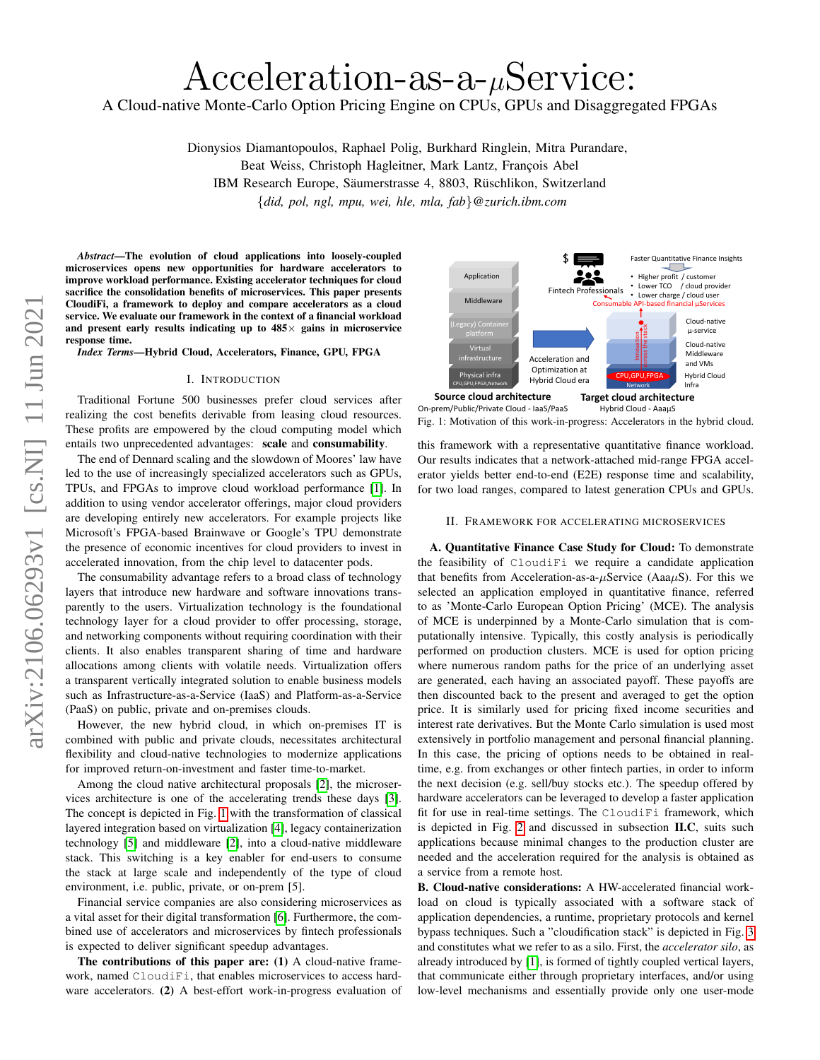# Acceleration-as-a-$\mu$Service:

## A Cloud-native Monte-Carlo Option Pricing Engine on CPUs, GPUs and Disaggregated FPGAs

Dionysios Diamantopoulos, Raphael Polig, Burkhard Ringlein, Mitra Purandare, Beat Weiss, Christoph Hagleitner, Mark Lantz, François Abel
IBM Research Europe, Säumerstrasse 4, 8803, Rüschlikon, Switzerland
{*did, pol, ngl, mpu, wei, hle, mla, fab*}*@zurich.ibm.com*

***Abstract*—The evolution of cloud applications into loosely-coupled microservices opens new opportunities for hardware accelerators to improve workload performance. Existing accelerator techniques for cloud sacrifice the consolidation benefits of microservices. This paper presents CloudiFi, a framework to deploy and compare accelerators as a cloud service. We evaluate our framework in the context of a financial workload and present early results indicating up to 485× gains in microservice response time.**

***Index Terms*—Hybrid Cloud, Accelerators, Finance, GPU, FPGA**

### I. Introduction

Traditional Fortune 500 businesses prefer cloud services after realizing the cost benefits derivable from leasing cloud resources. These profits are empowered by the cloud computing model which entails two unprecedented advantages: **scale** and **consumability**.

The end of Dennard scaling and the slowdown of Moores' law have led to the use of increasingly specialized accelerators such as GPUs, TPUs, and FPGAs to improve cloud workload performance [1]. In addition to using vendor accelerator offerings, major cloud providers are developing entirely new accelerators. For example projects like Microsoft's FPGA-based Brainwave or Google's TPU demonstrate the presence of economic incentives for cloud providers to invest in accelerated innovation, from the chip level to datacenter pods.

The consumability advantage refers to a broad class of technology layers that introduce new hardware and software innovations transparently to the users. Virtualization technology is the foundational technology layer for a cloud provider to offer processing, storage, and networking components without requiring coordination with their clients. It also enables transparent sharing of time and hardware allocations among clients with volatile needs. Virtualization offers a transparent vertically integrated solution to enable business models such as Infrastructure-as-a-Service (IaaS) and Platform-as-a-Service (PaaS) on public, private and on-premises clouds.

However, the new hybrid cloud, in which on-premises IT is combined with public and private clouds, necessitates architectural flexibility and cloud-native technologies to modernize applications for improved return-on-investment and faster time-to-market.

Among the cloud native architectural proposals [2], the microservices architecture is one of the accelerating trends these days [3]. The concept is depicted in Fig. 1 with the transformation of classical layered integration based on virtualization [4], legacy containerization technology [5] and middleware [2], into a cloud-native middleware stack. This switching is a key enabler for end-users to consume the stack at large scale and independently of the type of cloud environment, i.e. public, private, or on-prem [5].

Financial service companies are also considering microservices as a vital asset for their digital transformation [6]. Furthermore, the combined use of accelerators and microservices by fintech professionals is expected to deliver significant speedup advantages.

**The contributions of this paper are: (1)** A cloud-native framework, named `CloudiFi`, that enables microservices to access hardware accelerators. **(2)** A best-effort work-in-progress evaluation of this framework with a representative quantitative finance workload. Our results indicates that a network-attached mid-range FPGA accelerator yields better end-to-end (E2E) response time and scalability, for two load ranges, compared to latest generation CPUs and GPUs.

Application
Middleware
(Legacy) Container platform
Virtual infrastructure
Physical infra
CPU,GPU,FPGA,Network
$
Fintech Professionals
Faster Quantitative Finance Insights
• Higher profit / customer
• Lower TCO / cloud provider
• Lower charge / cloud user
Consumable API-based financial μServices
Acceleration and Optimization at Hybrid Cloud era
Innovation across the stack
Cloud-native μ-service
Cloud-native Middleware and VMs
CPU,GPU,FPGA
Network
Hybrid Cloud Infra
Source cloud architecture
On-prem/Public/Private Cloud - IaaS/PaaS
Target cloud architecture
Hybrid Cloud - AaaμS

Fig. 1: Motivation of this work-in-progress: Accelerators in the hybrid cloud.

### II. Framework for Accelerating Microservices

**A. Quantitative Finance Case Study for Cloud:** To demonstrate the feasibility of `CloudiFi` we require a candidate application that benefits from Acceleration-as-a-$\mu$Service (Aaa$\mu$S). For this we selected an application employed in quantitative finance, referred to as 'Monte-Carlo European Option Pricing' (MCE). The analysis of MCE is underpinned by a Monte-Carlo simulation that is computationally intensive. Typically, this costly analysis is periodically performed on production clusters. MCE is used for option pricing where numerous random paths for the price of an underlying asset are generated, each having an associated payoff. These payoffs are then discounted back to the present and averaged to get the option price. It is similarly used for pricing fixed income securities and interest rate derivatives. But the Monte Carlo simulation is used most extensively in portfolio management and personal financial planning. In this case, the pricing of options needs to be obtained in real-time, e.g. from exchanges or other fintech parties, in order to inform the next decision (e.g. sell/buy stocks etc.). The speedup offered by hardware accelerators can be leveraged to develop a faster application fit for use in real-time settings. The `CloudiFi` framework, which is depicted in Fig. 2 and discussed in subsection **II.C**, suits such applications because minimal changes to the production cluster are needed and the acceleration required for the analysis is obtained as a service from a remote host.

**B. Cloud-native considerations:** A HW-accelerated financial workload on cloud is typically associated with a software stack of application dependencies, a runtime, proprietary protocols and kernel bypass techniques. Such a "cloudification stack" is depicted in Fig. 3 and constitutes what we refer to as a silo. First, the *accelerator silo*, as already introduced by [1], is formed of tightly coupled vertical layers, that communicate either through proprietary interfaces, and/or using low-level mechanisms and essentially provide only one user-mode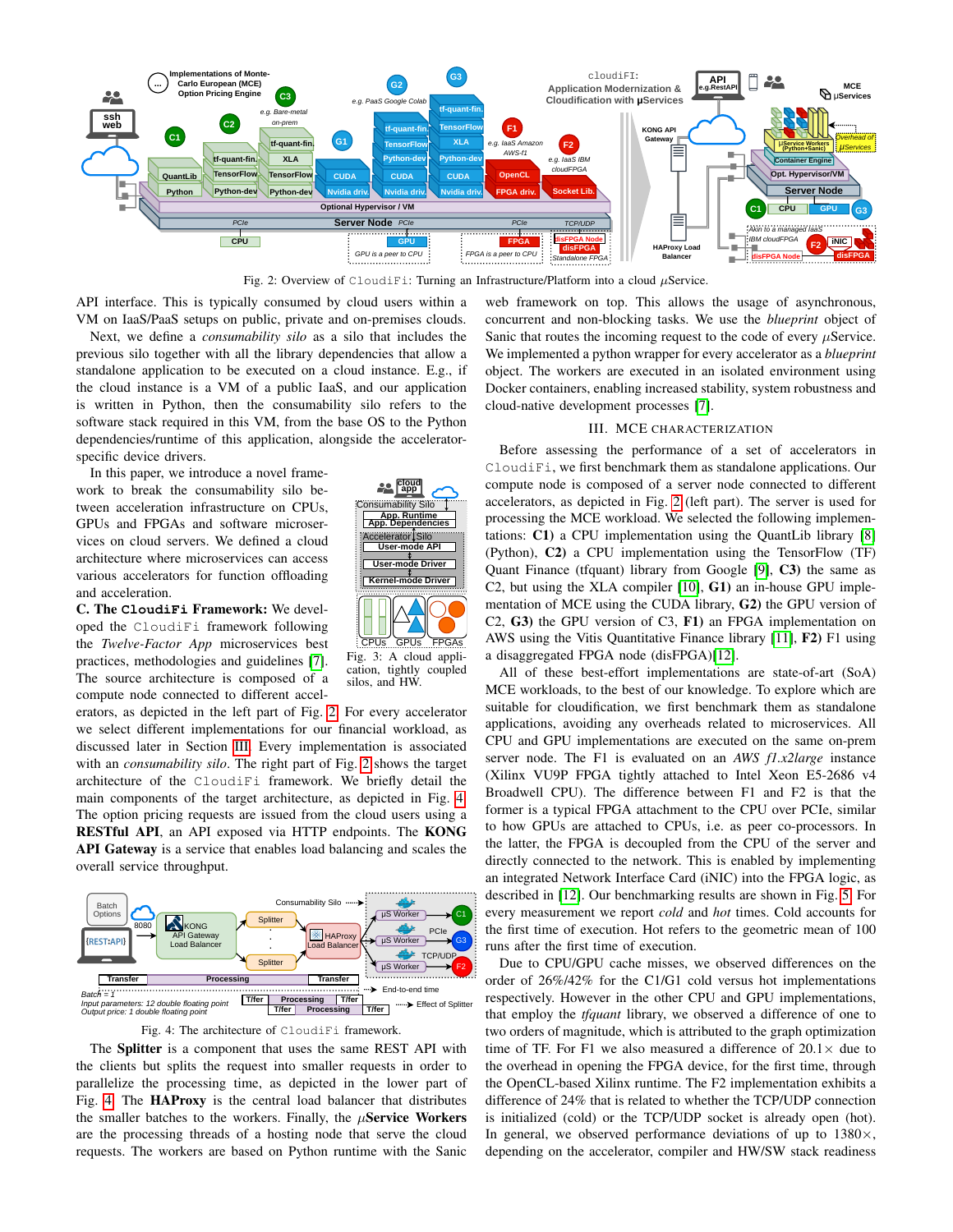Fig. 2: Overview of CloudiFi: Turning an Infrastructure/Platform into a cloud $\mu$Service.

API interface. This is typically consumed by cloud users within a VM on IaaS/PaaS setups on public, private and on-premises clouds.

Next, we define a *consumability silo* as a silo that includes the previous silo together with all the library dependencies that allow a standalone application to be executed on a cloud instance. E.g., if the cloud instance is a VM of a public IaaS, and our application is written in Python, then the consumability silo refers to the software stack required in this VM, from the base OS to the Python dependencies/runtime of this application, alongside the accelerator-specific device drivers.

In this paper, we introduce a novel framework to break the consumability silo between acceleration infrastructure on CPUs, GPUs and FPGAs and software microservices on cloud servers. We defined a cloud architecture where microservices can access various accelerators for function offloading and acceleration.

Fig. 3: A cloud application, tightly coupled silos, and HW.

**C. The CloudiFi Framework:** We developed the CloudiFi framework following the *Twelve-Factor App* microservices best practices, methodologies and guidelines [7]. The source architecture is composed of a compute node connected to different accelerators, as depicted in the left part of Fig. 2. For every accelerator we select different implementations for our financial workload, as discussed later in Section III. Every implementation is associated with an *consumability silo*. The right part of Fig. 2 shows the target architecture of the CloudiFi framework. We briefly detail the main components of the target architecture, as depicted in Fig. 4. The option pricing requests are issued from the cloud users using a **RESTful API**, an API exposed via HTTP endpoints. The **KONG API Gateway** is a service that enables load balancing and scales the overall service throughput.

Fig. 4: The architecture of CloudiFi framework.

The **Splitter** is a component that uses the same REST API with the clients but splits the request into smaller requests in order to parallelize the processing time, as depicted in the lower part of Fig. 4. The **HAProxy** is the central load balancer that distributes the smaller batches to the workers. Finally, the **$\mu$Service Workers** are the processing threads of a hosting node that serve the cloud requests. The workers are based on Python runtime with the Sanic web framework on top. This allows the usage of asynchronous, concurrent and non-blocking tasks. We use the *blueprint* object of Sanic that routes the incoming request to the code of every $\mu$Service. We implemented a python wrapper for every accelerator as a *blueprint* object. The workers are executed in an isolated environment using Docker containers, enabling increased stability, system robustness and cloud-native development processes [7].

## III. MCE CHARACTERIZATION

Before assessing the performance of a set of accelerators in CloudiFi, we first benchmark them as standalone applications. Our compute node is composed of a server node connected to different accelerators, as depicted in Fig. 2 (left part). The server is used for processing the MCE workload. We selected the following implementations: **C1)** a CPU implementation using the QuantLib library [8] (Python), **C2)** a CPU implementation using the TensorFlow (TF) Quant Finance (tfquant) library from Google [9], **C3)** the same as C2, but using the XLA compiler [10], **G1)** an in-house GPU implementation of MCE using the CUDA library, **G2)** the GPU version of C2, **G3)** the GPU version of C3, **F1)** an FPGA implementation on AWS using the Vitis Quantitative Finance library [11], **F2)** F1 using a disaggregated FPGA node (disFPGA)[12].

All of these best-effort implementations are state-of-art (SoA) MCE workloads, to the best of our knowledge. To explore which are suitable for cloudification, we first benchmark them as standalone applications, avoiding any overheads related to microservices. All CPU and GPU implementations are executed on the same on-prem server node. The F1 is evaluated on an *AWS f1.x2large* instance (Xilinx VU9P FPGA tightly attached to Intel Xeon E5-2686 v4 Broadwell CPU). The difference between F1 and F2 is that the former is a typical FPGA attachment to the CPU over PCIe, similar to how GPUs are attached to CPUs, i.e. as peer co-processors. In the latter, the FPGA is decoupled from the CPU of the server and directly connected to the network. This is enabled by implementing an integrated Network Interface Card (iNIC) into the FPGA logic, as described in [12]. Our benchmarking results are shown in Fig. 5. For every measurement we report *cold* and *hot* times. Cold accounts for the first time of execution. Hot refers to the geometric mean of 100 runs after the first execution.

Due to CPU/GPU cache misses, we observed differences on the order of 26%/42% for the C1/G1 cold versus hot implementations respectively. However in the other CPU and GPU implementations, that employ the *tfquant* library, we observed a difference of one to two orders of magnitude, which is attributed to the graph optimization time of TF. For F1 we also measured a difference of 20.1× due to the overhead in opening the FPGA device, for the first time, through the OpenCL-based Xilinx runtime. The F2 implementation exhibits a difference of 24% that is related to whether the TCP/UDP connection is initialized (cold) or the TCP/UDP socket is already open (hot). In general, we observed performance deviations of up to 1380×, depending on the accelerator, compiler and HW/SW stack readiness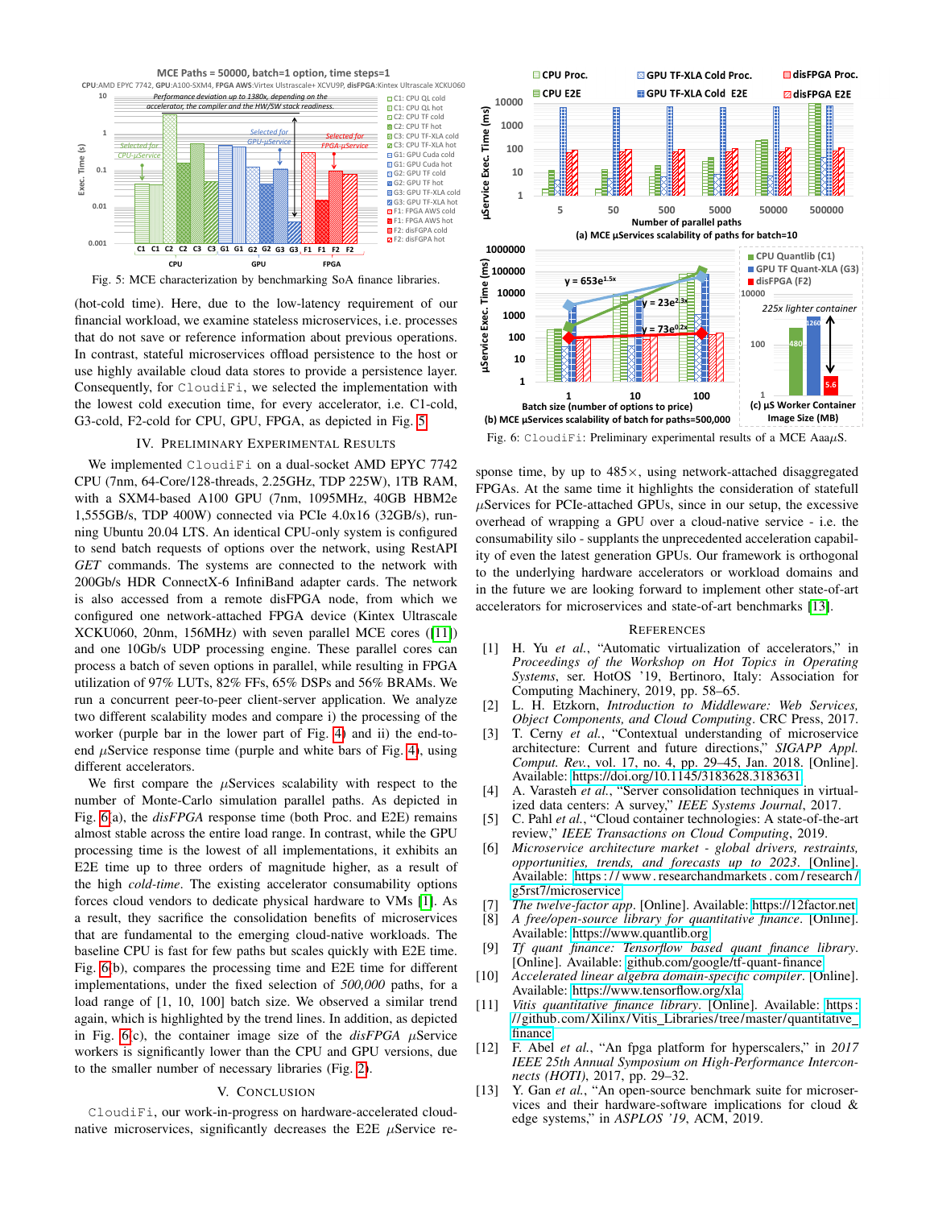MCE Paths = 50000, batch=1 option, time steps=1

CPU:AMD EPYC 7742, GPU:A100-SXM4, FPGA AWS:Virtex Ultrascale+ XCVU9P, disFPGA:Kintex Ultrascale XCKU060

Performance deviation up to 1380x, depending on the accelerator, the compiler and the HW/SW stack readiness.

Selected for CPU-μService

Selected for GPU-μService

Selected for FPGA-μService

Exec. Time (s)

10

1

0.1

0.01

0.001

C1 C1 C2 C2 C3 C3 G1 G1 G2 G2 G3 G3 F1 F1 F2 F2

CPU GPU FPGA

C1: CPU QL cold
C1: CPU QL hot
C2: CPU TF cold
C2: CPU TF hot
C3: CPU TF-XLA cold
C3: CPU TF-XLA hot
G1: GPU Cuda cold
G1: GPU Cuda hot
G2: GPU TF cold
G2: GPU TF hot
G3: GPU TF-XLA cold
G3: GPU TF-XLA hot
F1: FPGA AWS cold
F1: FPGA AWS hot
F2: disFPGA cold
F2: disFPGA hot

Fig. 5: MCE characterization by benchmarking SoA finance libraries.

(hot-cold time). Here, due to the low-latency requirement of our financial workload, we examine stateless microservices, i.e. processes that do not save or reference information about previous operations. In contrast, stateful microservices offload persistence to the host or use highly available cloud data stores to provide a persistence layer. Consequently, for CloudiFi, we selected the implementation with the lowest cold execution time, for every accelerator, i.e. C1-cold, G3-cold, F2-cold for CPU, GPU, FPGA, as depicted in Fig. 5.

## IV. Preliminary Experimental Results

We implemented CloudiFi on a dual-socket AMD EPYC 7742 CPU (7nm, 64-Core/128-threads, 2.25GHz, TDP 225W), 1TB RAM, with a SXM4-based A100 GPU (7nm, 1095MHz, 40GB HBM2e 1,555GB/s, TDP 400W) connected via PCIe 4.0x16 (32GB/s), running Ubuntu 20.04 LTS. An identical CPU-only system is configured to send batch requests of options over the network, using RestAPI *GET* commands. The systems are connected to the network with 200Gb/s HDR ConnectX-6 InfiniBand adapter cards. The network is also accessed from a remote disFPGA node, from which we configured one network-attached FPGA device (Kintex Ultrascale XCKU060, 20nm, 156MHz) with seven parallel MCE cores ([11]) and one 10Gb/s UDP processing engine. These parallel cores can process a batch of seven options in parallel, while resulting in FPGA utilization of 97% LUTs, 82% FFs, 65% DSPs and 56% BRAMs. We run a concurrent peer-to-peer client-server application. We analyze two different scalability modes and compare i) the processing of the worker (purple bar in the lower part of Fig. 4) and ii) the end-to-end $\mu$Service response time (purple and white bars of Fig. 4), using different accelerators.

We first compare the $\mu$Services scalability with respect to the number of Monte-Carlo simulation parallel paths. As depicted in Fig. 6(a), the *disFPGA* response time (both Proc. and E2E) remains almost stable across the entire load range. In contrast, while the GPU processing time is the lowest of all implementations, it exhibits an E2E time up to three orders of magnitude higher, as a result of the high *cold-time*. The existing accelerator consumability options forces cloud vendors to dedicate physical hardware to VMs [1]. As a result, they sacrifice the consolidation benefits of microservices that are fundamental to the emerging cloud-native workloads. The baseline CPU is fast for few paths but scales quickly with E2E time. Fig. 6(b), compares the processing time and E2E time for different implementations, under the fixed selection of *500,000* paths, for a load range of [1, 10, 100] batch size. We observed a similar trend again, which is highlighted by the trend lines. In addition, as depicted in Fig. 6(c), the container image size of the *disFPGA* $\mu$Service workers is significantly lower than the CPU and GPU versions, due to the smaller number of necessary libraries (Fig. 2).

## V. Conclusion

CloudiFi, our work-in-progress on hardware-accelerated cloud-native microservices, significantly decreases the E2E $\mu$Service response time, by up to 485×, using network-attached disaggregated FPGAs. At the same time it highlights the consideration of statefull $\mu$Services for PCIe-attached GPUs, since in our setup, the excessive overhead of wrapping a GPU over a cloud-native service - i.e. the consumability silo - supplants the unprecedented acceleration capability of even the latest generation GPUs. Our framework is orthogonal to the underlying hardware accelerators or workload domains and in the future we are looking forward to implement other state-of-art accelerators for microservices and state-of-art benchmarks [13].

CPU Proc. | GPU TF-XLA Cold Proc. | disFPGA Proc.
CPU E2E | GPU TF-XLA Cold E2E | disFPGA E2E

μService Exec. Time (ms)

10000 1000 100 10 1

5 50 500 5000 50000 500000

Number of parallel paths

(a) MCE μServices scalability of paths for batch=10

CPU Quantlib (C1)
GPU TF Quant-XLA (G3)
disFPGA (F2)

μService Exec. Time (ms)

1000000 100000 10000 1000 100 10 1

y = 653e^1.5x

y = 23e^2.3x

y = 73e^0.2x

1 10 100

Batch size (number of options to price)

(b) MCE μServices scalability of batch for paths=500,000

10000

225x lighter container

1260

480

100

5.6

1

(c) μS Worker Container Image Size (MB)

Fig. 6: CloudiFi: Preliminary experimental results of a MCE Aa$\mu$S.

## References

[1] H. Yu *et al.*, "Automatic virtualization of accelerators," in *Proceedings of the Workshop on Hot Topics in Operating Systems*, ser. HotOS '19, Bertinoro, Italy: Association for Computing Machinery, 2019, pp. 58–65.

[2] L. H. Etzkorn, *Introduction to Middleware: Web Services, Object Components, and Cloud Computing*. CRC Press, 2017.

[3] T. Cerny *et al.*, "Contextual understanding of microservice architecture: Current and future directions," *SIGAPP Appl. Comput. Rev.*, vol. 17, no. 4, pp. 29–45, Jan. 2018. [Online]. Available: https://doi.org/10.1145/3183628.3183631

[4] A. Varasteh *et al.*, "Server consolidation techniques in virtualized data centers: A survey," *IEEE Systems Journal*, 2017.

[5] C. Pahl *et al.*, "Cloud container technologies: A state-of-the-art review," *IEEE Transactions on Cloud Computing*, 2019.

[6] *Microservice architecture market - global drivers, restraints, opportunities, trends, and forecasts up to 2023*. [Online]. Available: https://www.researchandmarkets.com/research/g5rst7/microservice

[7] *The twelve-factor app*. [Online]. Available: https://12factor.net

[8] *A free/open-source library for quantitative finance*. [Online]. Available: https://www.quantlib.org

[9] *Tf quant finance: Tensorflow based quant finance library*. [Online]. Available: github.com/google/tf-quant-finance

[10] *Accelerated linear algebra domain-specific compiler*. [Online]. Available: https://www.tensorflow.org/xla

[11] *Vitis quantitative finance library*. [Online]. Available: https://github.com/Xilinx/Vitis_Libraries/tree/master/quantitative_finance

[12] F. Abel *et al.*, "An fpga platform for hyperscalers," in *2017 IEEE 25th Annual Symposium on High-Performance Interconnects (HOTI)*, 2017, pp. 29–32.

[13] Y. Gan *et al.*, "An open-source benchmark suite for microservices and their implications for cloud & edge systems," in *ASPLOS '19*, ACM, 2019.